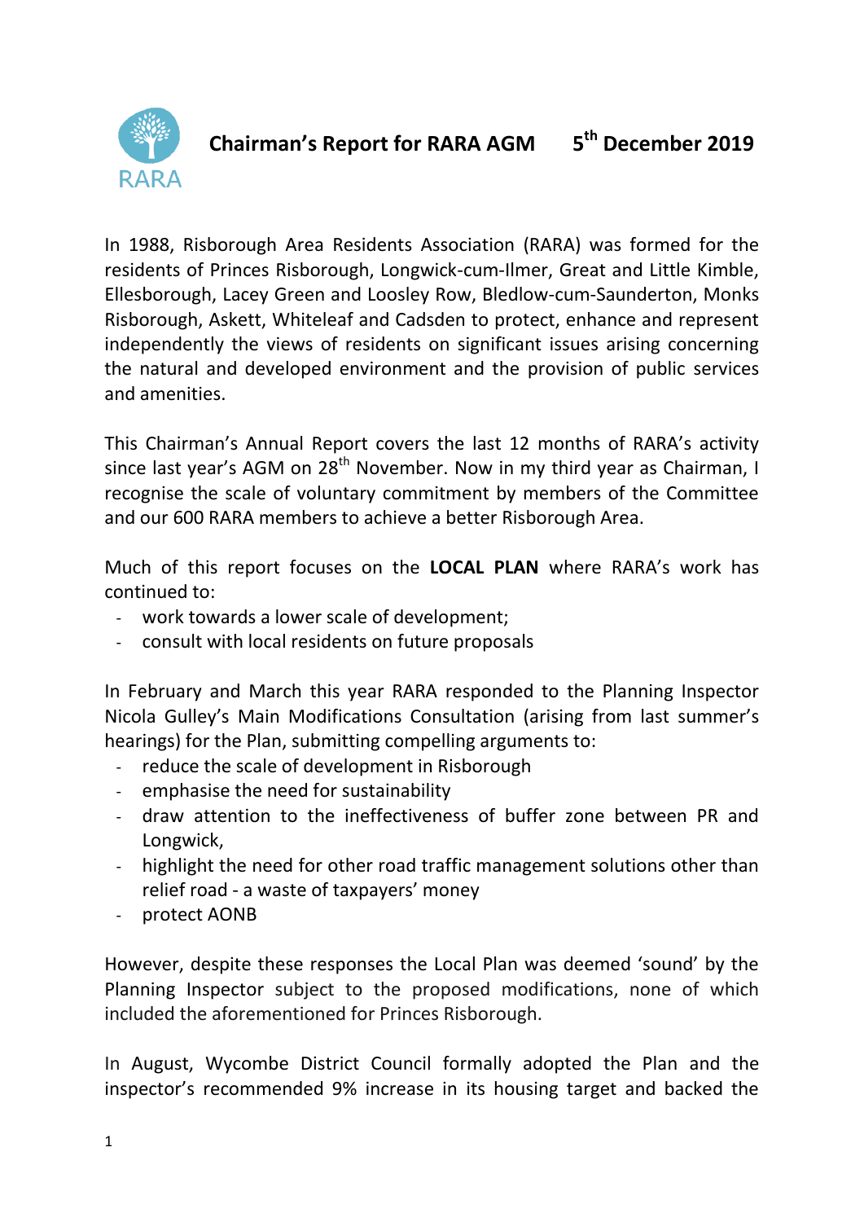# Chairman's Report for RARA AGM 5th December 2019

In 1988, Risborough Area Residents Association (RARA) was formed for the residents of Princes Risborough, Longwick-cum-Ilmer, Great and Little Kimble, Ellesborough, Lacey Green and Loosley Row, Bledlow-cum-Saunderton, Monks Risborough, Askett, Whiteleaf and Cadsden to protect, enhance and represent independently the views of residents on significant issues arising concerning the natural and developed environment and the provision of public services and amenities.

This Chairman's Annual Report covers the last 12 months of RARA's activity since last year's AGM on 28th November. Now in my third year as Chairman, I recognise the scale of voluntary commitment by members of the Committee and our 600 RARA members to achieve a better Risborough Area.

Much of this report focuses on the **LOCAL PLAN** where RARA's work has continued to:

- work towards a lower scale of development;
- consult with local residents on future proposals

In February and March this year RARA responded to the Planning Inspector Nicola Gulley's Main Modifications Consultation (arising from last summer's hearings) for the Plan, submitting compelling arguments to:

- reduce the scale of development in Risborough
- emphasise the need for sustainability
- draw attention to the ineffectiveness of buffer zone between PR and Longwick,
- highlight the need for other road traffic management solutions other than relief road - a waste of taxpayers' money
- protect AONB

However, despite these responses the Local Plan was deemed 'sound' by the Planning Inspector subject to the proposed modifications, none of which included the aforementioned for Princes Risborough.

In August, Wycombe District Council formally adopted the Plan and the inspector's recommended 9% increase in its housing target and backed the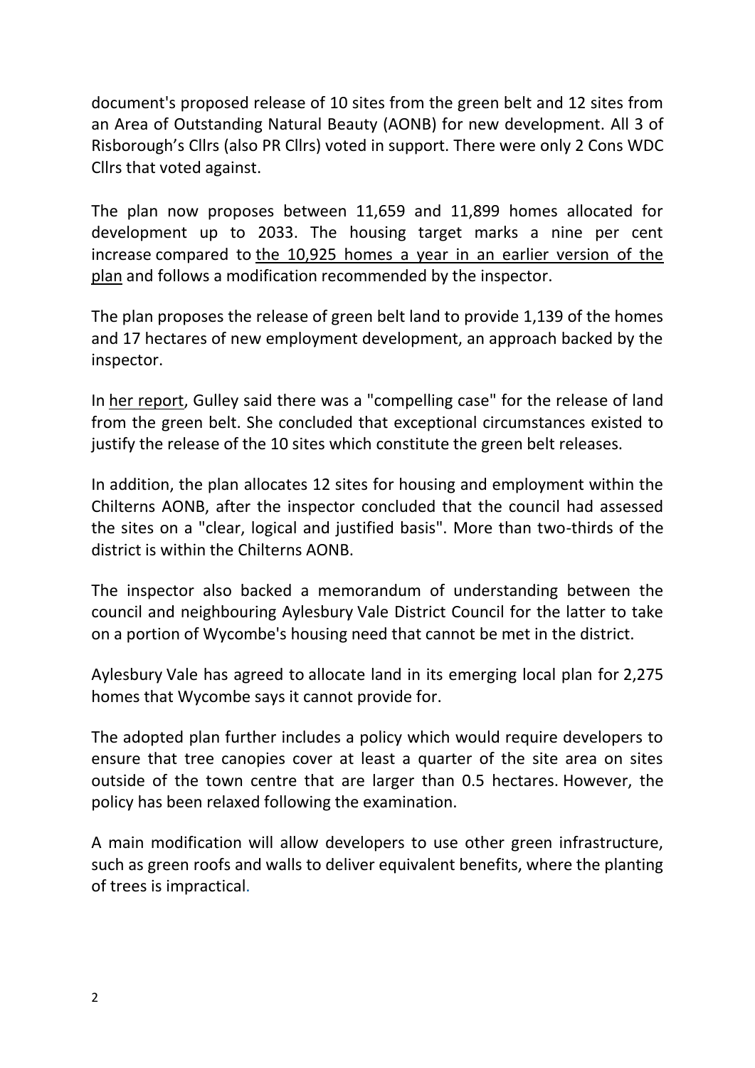document's proposed release of 10 sites from the green belt and 12 sites from an Area of Outstanding Natural Beauty (AONB) for new development. All 3 of Risborough's Cllrs (also PR Cllrs) voted in support. There were only 2 Cons WDC Cllrs that voted against.

The plan now proposes between 11,659 and 11,899 homes allocated for development up to 2033. The housing target marks a nine per cent increase compared to the 10,925 homes a year in an earlier version of the plan and follows a modification recommended by the inspector.

The plan proposes the release of green belt land to provide 1,139 of the homes and 17 hectares of new employment development, an approach backed by the inspector.

In her report, Gulley said there was a "compelling case" for the release of land from the green belt. She concluded that exceptional circumstances existed to justify the release of the 10 sites which constitute the green belt releases.

In addition, the plan allocates 12 sites for housing and employment within the Chilterns AONB, after the inspector concluded that the council had assessed the sites on a "clear, logical and justified basis". More than two-thirds of the district is within the Chilterns AONB.

The inspector also backed a memorandum of understanding between the council and neighbouring Aylesbury Vale District Council for the latter to take on a portion of Wycombe's housing need that cannot be met in the district.

Aylesbury Vale has agreed to allocate land in its emerging local plan for 2,275 homes that Wycombe says it cannot provide for.

The adopted plan further includes a policy which would require developers to ensure that tree canopies cover at least a quarter of the site area on sites outside of the town centre that are larger than 0.5 hectares. However, the policy has been relaxed following the examination.

A main modification will allow developers to use other green infrastructure, such as green roofs and walls to deliver equivalent benefits, where the planting of trees is impractical.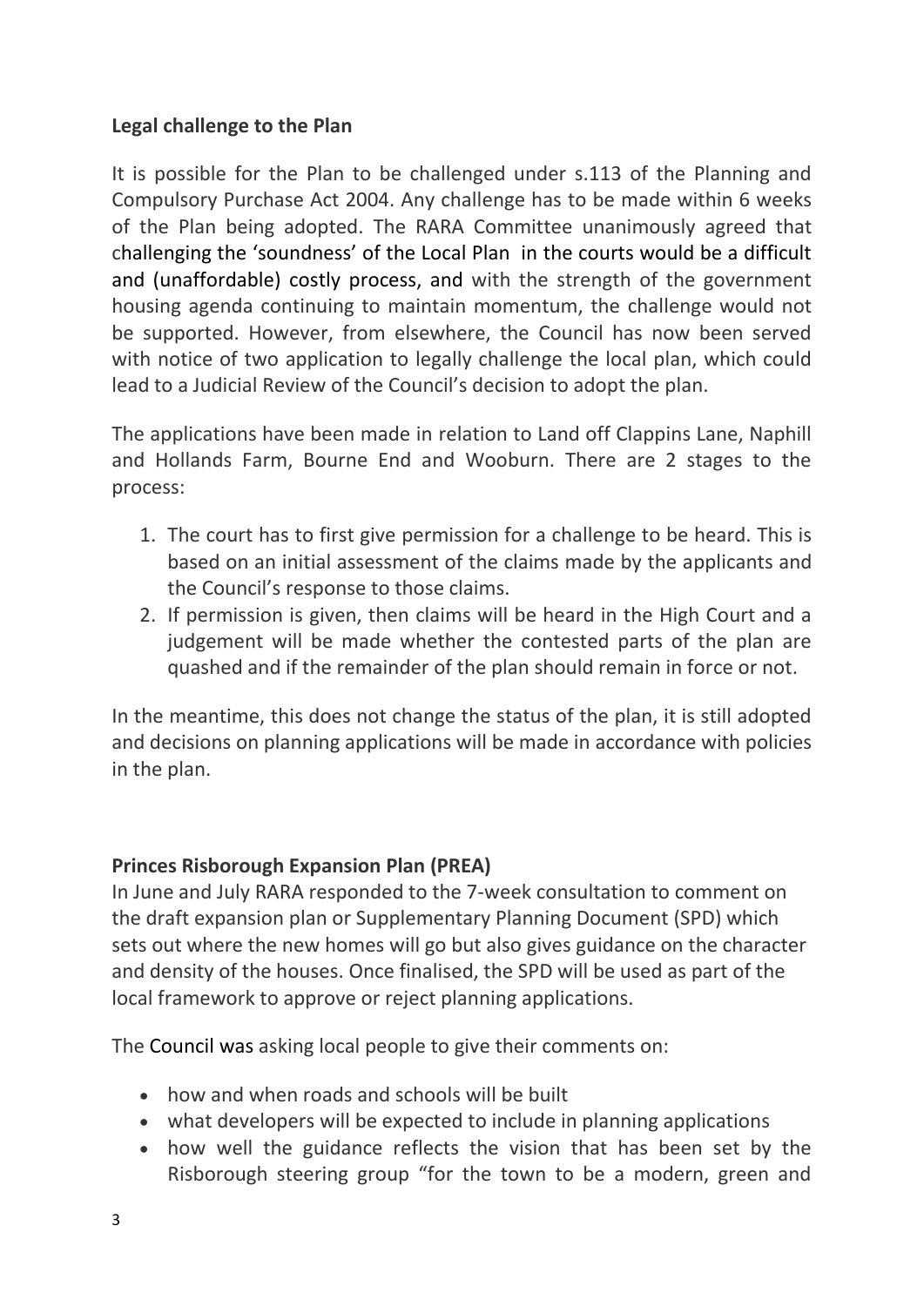**Legal challenge to the Plan**

It is possible for the Plan to be challenged under s.113 of the Planning and Compulsory Purchase Act 2004. Any challenge has to be made within 6 weeks of the Plan being adopted. The RARA Committee unanimously agreed that challenging the 'soundness' of the Local Plan in the courts would be a difficult and (unaffordable) costly process, and with the strength of the government housing agenda continuing to maintain momentum, the challenge would not be supported. However, from elsewhere, the Council has now been served with notice of two application to legally challenge the local plan, which could lead to a Judicial Review of the Council's decision to adopt the plan.

The applications have been made in relation to Land off Clappins Lane, Naphill and Hollands Farm, Bourne End and Wooburn. There are 2 stages to the process:

1. The court has to first give permission for a challenge to be heard. This is based on an initial assessment of the claims made by the applicants and the Council's response to those claims.
2. If permission is given, then claims will be heard in the High Court and a judgement will be made whether the contested parts of the plan are quashed and if the remainder of the plan should remain in force or not.

In the meantime, this does not change the status of the plan, it is still adopted and decisions on planning applications will be made in accordance with policies in the plan.

**Princes Risborough Expansion Plan (PREA)**

In June and July RARA responded to the 7-week consultation to comment on the draft expansion plan or Supplementary Planning Document (SPD) which sets out where the new homes will go but also gives guidance on the character and density of the houses. Once finalised, the SPD will be used as part of the local framework to approve or reject planning applications.

The Council was asking local people to give their comments on:

- how and when roads and schools will be built
- what developers will be expected to include in planning applications
- how well the guidance reflects the vision that has been set by the Risborough steering group "for the town to be a modern, green and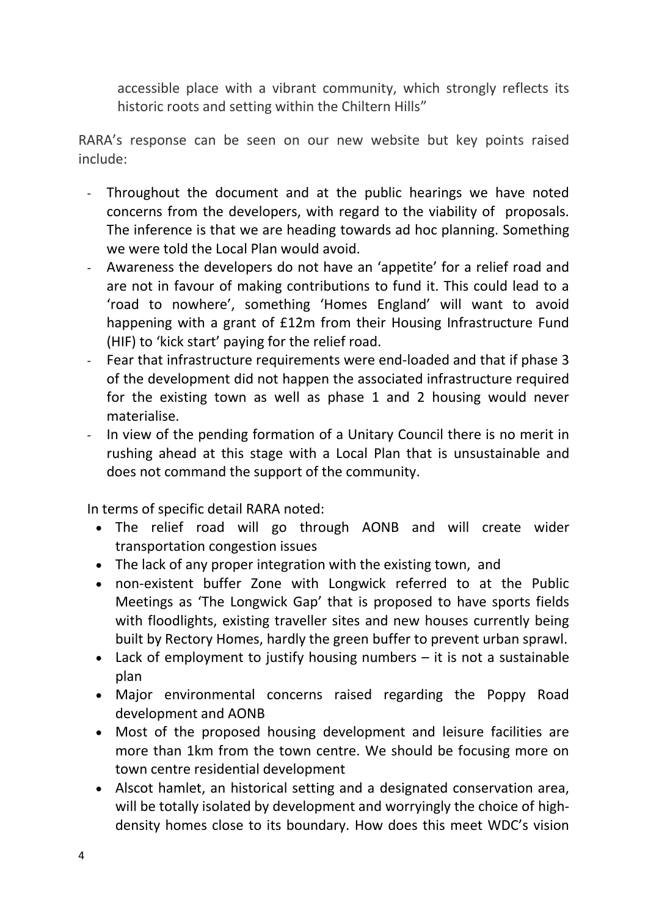accessible place with a vibrant community, which strongly reflects its historic roots and setting within the Chiltern Hills"

RARA's response can be seen on our new website but key points raised include:

- Throughout the document and at the public hearings we have noted concerns from the developers, with regard to the viability of proposals. The inference is that we are heading towards ad hoc planning. Something we were told the Local Plan would avoid.
- Awareness the developers do not have an 'appetite' for a relief road and are not in favour of making contributions to fund it. This could lead to a 'road to nowhere', something 'Homes England' will want to avoid happening with a grant of £12m from their Housing Infrastructure Fund (HIF) to 'kick start' paying for the relief road.
- Fear that infrastructure requirements were end-loaded and that if phase 3 of the development did not happen the associated infrastructure required for the existing town as well as phase 1 and 2 housing would never materialise.
- In view of the pending formation of a Unitary Council there is no merit in rushing ahead at this stage with a Local Plan that is unsustainable and does not command the support of the community.

In terms of specific detail RARA noted:

- The relief road will go through AONB and will create wider transportation congestion issues
- The lack of any proper integration with the existing town, and
- non-existent buffer Zone with Longwick referred to at the Public Meetings as 'The Longwick Gap' that is proposed to have sports fields with floodlights, existing traveller sites and new houses currently being built by Rectory Homes, hardly the green buffer to prevent urban sprawl.
- Lack of employment to justify housing numbers – it is not a sustainable plan
- Major environmental concerns raised regarding the Poppy Road development and AONB
- Most of the proposed housing development and leisure facilities are more than 1km from the town centre. We should be focusing more on town centre residential development
- Alscot hamlet, an historical setting and a designated conservation area, will be totally isolated by development and worryingly the choice of high-density homes close to its boundary. How does this meet WDC's vision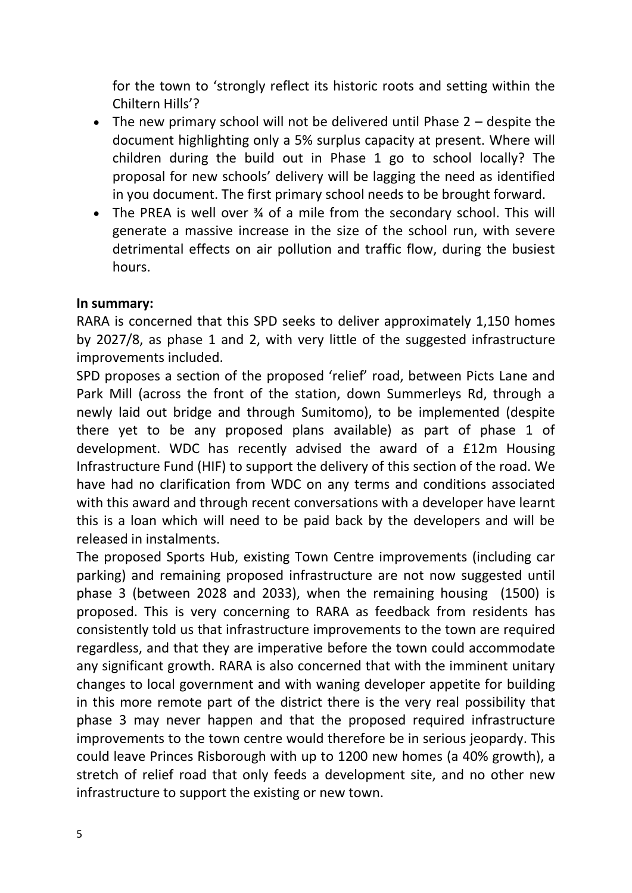for the town to 'strongly reflect its historic roots and setting within the Chiltern Hills'?

- The new primary school will not be delivered until Phase 2 – despite the document highlighting only a 5% surplus capacity at present. Where will children during the build out in Phase 1 go to school locally? The proposal for new schools' delivery will be lagging the need as identified in you document. The first primary school needs to be brought forward.
- The PREA is well over ¾ of a mile from the secondary school. This will generate a massive increase in the size of the school run, with severe detrimental effects on air pollution and traffic flow, during the busiest hours.

**In summary:**

RARA is concerned that this SPD seeks to deliver approximately 1,150 homes by 2027/8, as phase 1 and 2, with very little of the suggested infrastructure improvements included.

SPD proposes a section of the proposed 'relief' road, between Picts Lane and Park Mill (across the front of the station, down Summerleys Rd, through a newly laid out bridge and through Sumitomo), to be implemented (despite there yet to be any proposed plans available) as part of phase 1 of development. WDC has recently advised the award of a £12m Housing Infrastructure Fund (HIF) to support the delivery of this section of the road. We have had no clarification from WDC on any terms and conditions associated with this award and through recent conversations with a developer have learnt this is a loan which will need to be paid back by the developers and will be released in instalments.

The proposed Sports Hub, existing Town Centre improvements (including car parking) and remaining proposed infrastructure are not now suggested until phase 3 (between 2028 and 2033), when the remaining housing (1500) is proposed. This is very concerning to RARA as feedback from residents has consistently told us that infrastructure improvements to the town are required regardless, and that they are imperative before the town could accommodate any significant growth. RARA is also concerned that with the imminent unitary changes to local government and with waning developer appetite for building in this more remote part of the district there is the very real possibility that phase 3 may never happen and that the proposed required infrastructure improvements to the town centre would therefore be in serious jeopardy. This could leave Princes Risborough with up to 1200 new homes (a 40% growth), a stretch of relief road that only feeds a development site, and no other new infrastructure to support the existing or new town.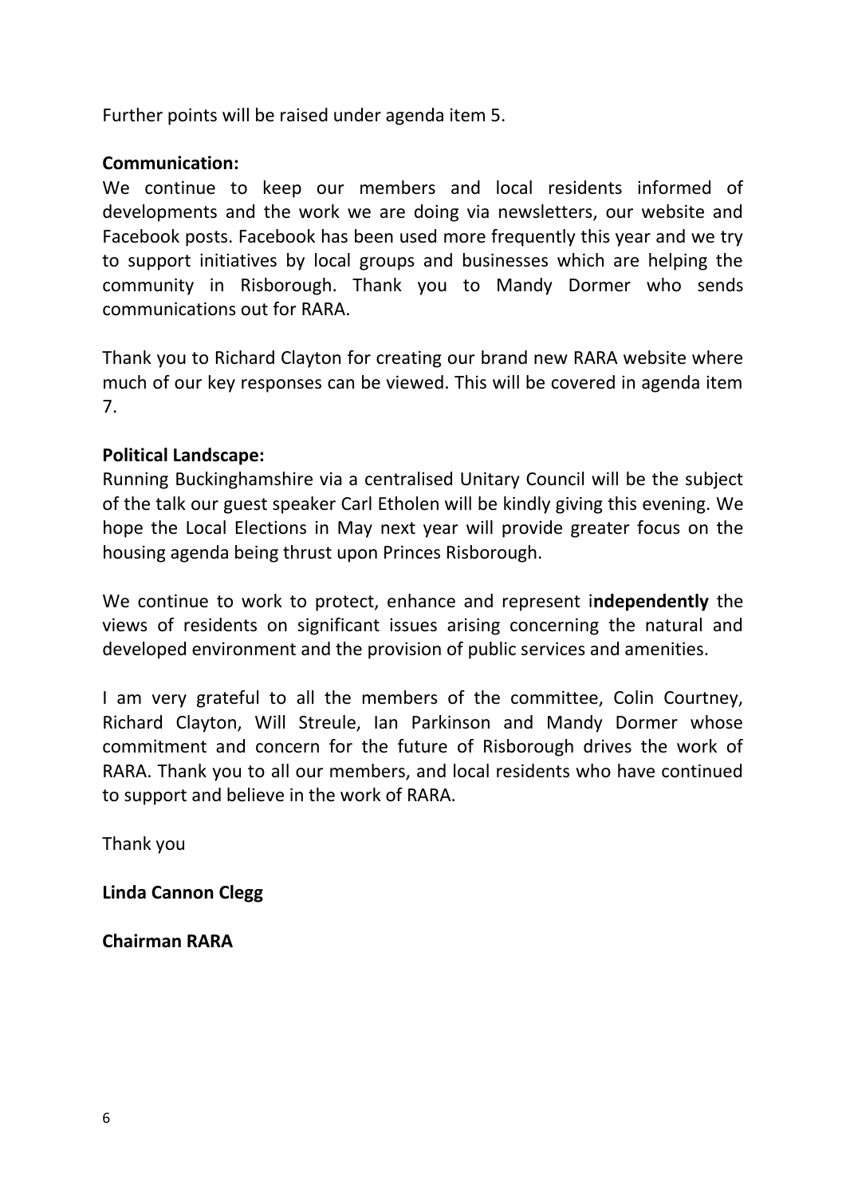Further points will be raised under agenda item 5.

**Communication:**

We continue to keep our members and local residents informed of developments and the work we are doing via newsletters, our website and Facebook posts. Facebook has been used more frequently this year and we try to support initiatives by local groups and businesses which are helping the community in Risborough. Thank you to Mandy Dormer who sends communications out for RARA.

Thank you to Richard Clayton for creating our brand new RARA website where much of our key responses can be viewed. This will be covered in agenda item 7.

**Political Landscape:**

Running Buckinghamshire via a centralised Unitary Council will be the subject of the talk our guest speaker Carl Etholen will be kindly giving this evening. We hope the Local Elections in May next year will provide greater focus on the housing agenda being thrust upon Princes Risborough.

We continue to work to protect, enhance and represent i**ndependently** the views of residents on significant issues arising concerning the natural and developed environment and the provision of public services and amenities.

I am very grateful to all the members of the committee, Colin Courtney, Richard Clayton, Will Streule, Ian Parkinson and Mandy Dormer whose commitment and concern for the future of Risborough drives the work of RARA. Thank you to all our members, and local residents who have continued to support and believe in the work of RARA.

Thank you

**Linda Cannon Clegg**

**Chairman RARA**